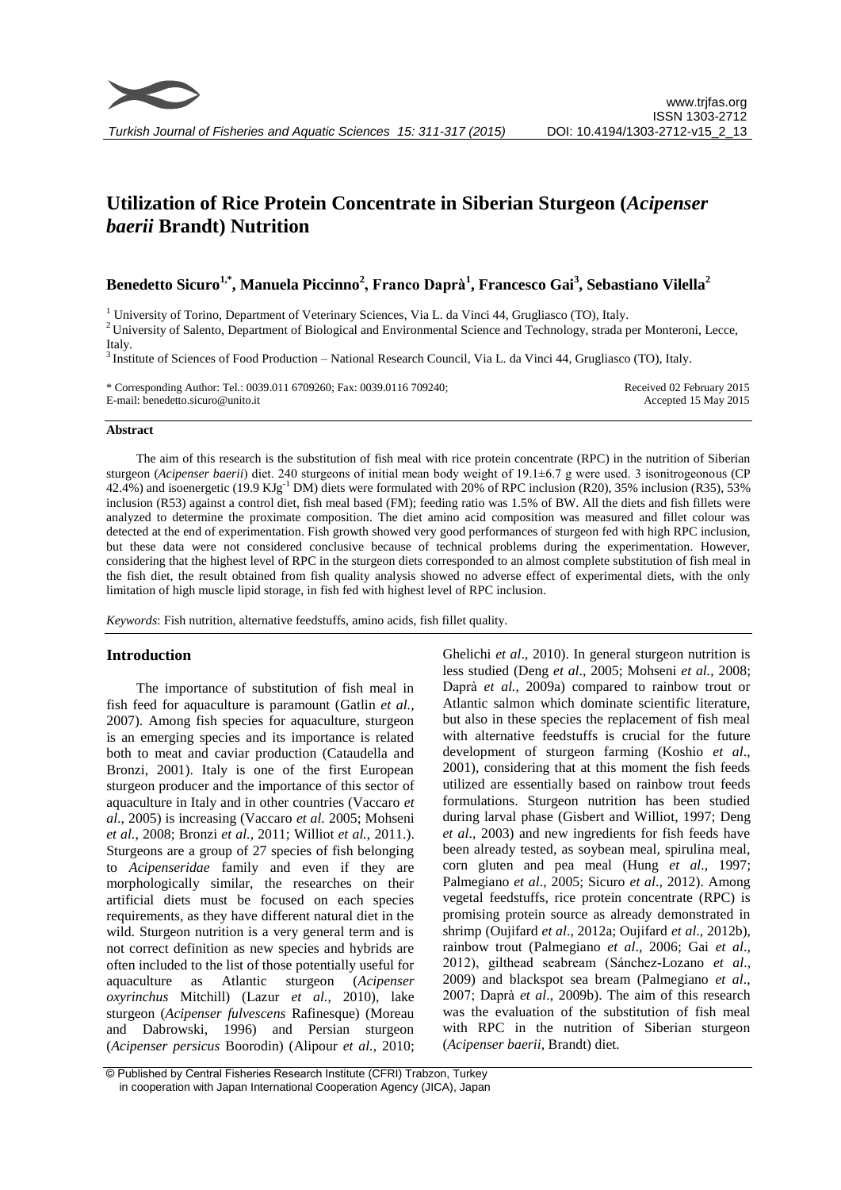# Utilization of Rice Protein Concentrate in Siberian Sturgeon (*Acipenser baerii* Brandt) Nutrition

**Benedetto Sicuro[1,*], Manuela Piccinno[2], Franco Daprà[1], Francesco Gai[3], Sebastiano Vilella[2]**

[1] University of Torino, Department of Veterinary Sciences, Via L. da Vinci 44, Grugliasco (TO), Italy.

[2] University of Salento, Department of Biological and Environmental Science and Technology, strada per Monteroni, Lecce, Italy.

[3] Institute of Sciences of Food Production – National Research Council, Via L. da Vinci 44, Grugliasco (TO), Italy.

\* Corresponding Author: Tel.: 0039.011 6709260; Fax: 0039.0116 709240;
E-mail: benedetto.sicuro@unito.it

Received 02 February 2015
Accepted 15 May 2015

#### Abstract

The aim of this research is the substitution of fish meal with rice protein concentrate (RPC) in the nutrition of Siberian sturgeon (*Acipenser baerii*) diet. 240 sturgeons of initial mean body weight of 19.1±6.7 g were used. 3 isonitrogeonous (CP 42.4%) and isoenergetic (19.9 $KJg^{-1}$ DM) diets were formulated with 20% of RPC inclusion (R20), 35% inclusion (R35), 53% inclusion (R53) against a control diet, fish meal based (FM); feeding ratio was 1.5% of BW. All the diets and fish fillets were analyzed to determine the proximate composition. The diet amino acid composition was measured and fillet colour was detected at the end of experimentation. Fish growth showed very good performances of sturgeon fed with high RPC inclusion, but these data were not considered conclusive because of technical problems during the experimentation. However, considering that the highest level of RPC in the sturgeon diets corresponded to an almost complete substitution of fish meal in the fish diet, the result obtained from fish quality analysis showed no adverse effect of experimental diets, with the only limitation of high muscle lipid storage, in fish fed with highest level of RPC inclusion.

*Keywords*: Fish nutrition, alternative feedstuffs, amino acids, fish fillet quality.

## Introduction

The importance of substitution of fish meal in fish feed for aquaculture is paramount (Gatlin *et al.*, 2007). Among fish species for aquaculture, sturgeon is an emerging species and its importance is related both to meat and caviar production (Cataudella and Bronzi, 2001). Italy is one of the first European sturgeon producer and the importance of this sector of aquaculture in Italy and in other countries (Vaccaro *et al*., 2005) is increasing (Vaccaro *et al.* 2005; Mohseni *et al.*, 2008; Bronzi *et al.*, 2011; Williot *et al.*, 2011.). Sturgeons are a group of 27 species of fish belonging to *Acipenseridae* family and even if they are morphologically similar, the researches on their artificial diets must be focused on each species requirements, as they have different natural diet in the wild. Sturgeon nutrition is a very general term and is not correct definition as new species and hybrids are often included to the list of those potentially useful for aquaculture as Atlantic sturgeon (*Acipenser oxyrinchus* Mitchill) (Lazur *et al.*, 2010), lake sturgeon (*Acipenser fulvescens* Rafinesque) (Moreau and Dabrowski, 1996) and Persian sturgeon (*Acipenser persicus* Boorodin) (Alipour *et al.*, 2010; Ghelichi *et al*., 2010). In general sturgeon nutrition is less studied (Deng *et al*., 2005; Mohseni *et al.*, 2008; Daprà *et al.*, 2009a) compared to rainbow trout or Atlantic salmon which dominate scientific literature, but also in these species the replacement of fish meal with alternative feedstuffs is crucial for the future development of sturgeon farming (Koshio *et al*., 2001), considering that at this moment the fish feeds utilized are essentially based on rainbow trout feeds formulations. Sturgeon nutrition has been studied during larval phase (Gisbert and Williot, 1997; Deng *et al*., 2003) and new ingredients for fish feeds have been already tested, as soybean meal, spirulina meal, corn gluten and pea meal (Hung *et al*., 1997; Palmegiano *et al*., 2005; Sicuro *et al*., 2012). Among vegetal feedstuffs, rice protein concentrate (RPC) is promising protein source as already demonstrated in shrimp (Oujifard *et al*., 2012a; Oujifard *et al*., 2012b), rainbow trout (Palmegiano *et al*., 2006; Gai *et al*., 2012), gilthead seabream (Sánchez-Lozano *et al*., 2009) and blackspot sea bream (Palmegiano *et al*., 2007; Daprà *et al*., 2009b). The aim of this research was the evaluation of the substitution of fish meal with RPC in the nutrition of Siberian sturgeon (*Acipenser baerii*, Brandt) diet.

© Published by Central Fisheries Research Institute (CFRI) Trabzon, Turkey in cooperation with Japan International Cooperation Agency (JICA), Japan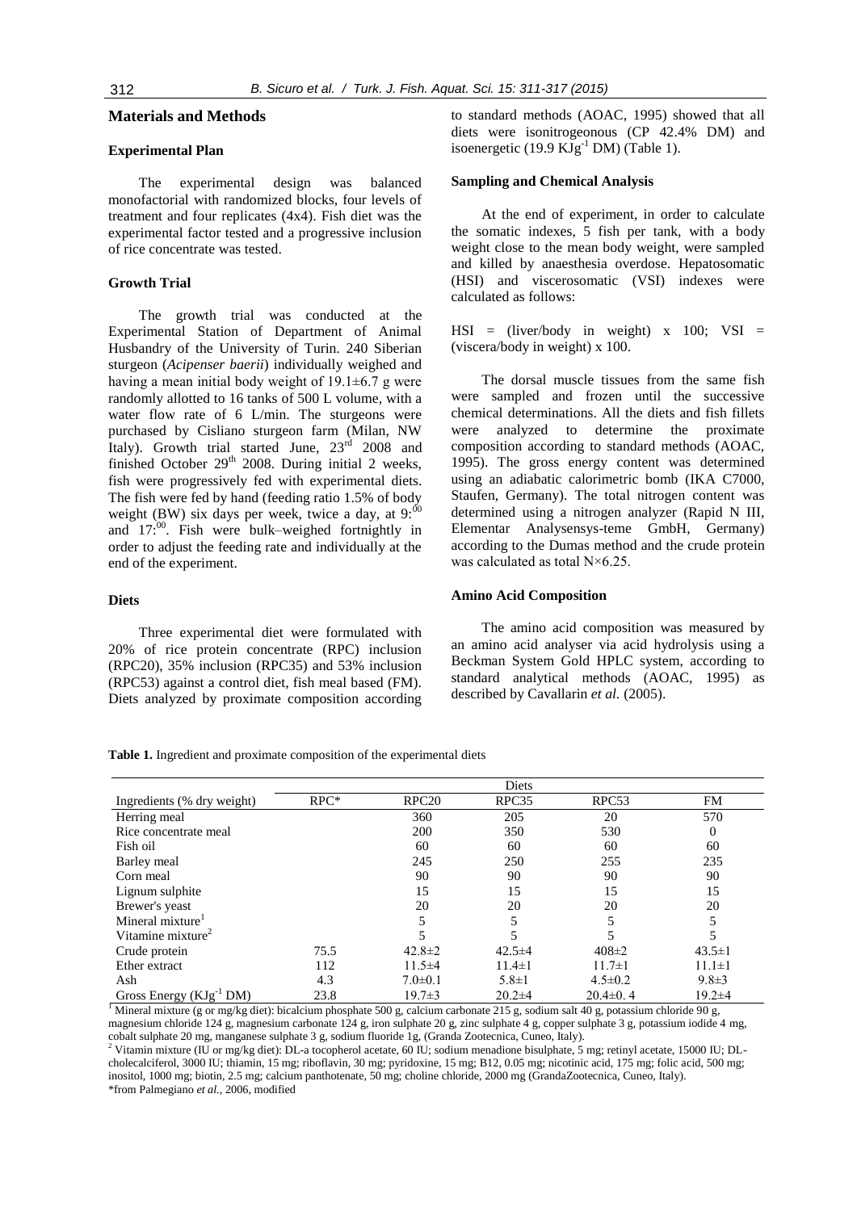## Materials and Methods

### Experimental Plan

The experimental design was balanced monofactorial with randomized blocks, four levels of treatment and four replicates (4x4). Fish diet was the experimental factor tested and a progressive inclusion of rice concentrate was tested.

### Growth Trial

The growth trial was conducted at the Experimental Station of Department of Animal Husbandry of the University of Turin. 240 Siberian sturgeon (*Acipenser baerii*) individually weighed and having a mean initial body weight of 19.1±6.7 g were randomly allotted to 16 tanks of 500 L volume, with a water flow rate of 6 L/min. The sturgeons were purchased by Cisliano sturgeon farm (Milan, NW Italy). Growth trial started June, 23rd 2008 and finished October 29th 2008. During initial 2 weeks, fish were progressively fed with experimental diets. The fish were fed by hand (feeding ratio 1.5% of body weight (BW) six days per week, twice a day, at 9:00 and 17:00. Fish were bulk–weighed fortnightly in order to adjust the feeding rate and individually at the end of the experiment.

### Diets

Three experimental diet were formulated with 20% of rice protein concentrate (RPC) inclusion (RPC20), 35% inclusion (RPC35) and 53% inclusion (RPC53) against a control diet, fish meal based (FM). Diets analyzed by proximate composition according to standard methods (AOAC, 1995) showed that all diets were isonitrogeonous (CP 42.4% DM) and isoenergetic (19.9 $KJg^{-1}$ DM) (Table 1).

### Sampling and Chemical Analysis

At the end of experiment, in order to calculate the somatic indexes, 5 fish per tank, with a body weight close to the mean body weight, were sampled and killed by anaesthesia overdose. Hepatosomatic (HSI) and viscerosomatic (VSI) indexes were calculated as follows:

HSI = (liver/body in weight) x 100; VSI = (viscera/body in weight) x 100.

The dorsal muscle tissues from the same fish were sampled and frozen until the successive chemical determinations. All the diets and fish fillets were analyzed to determine the proximate composition according to standard methods (AOAC, 1995). The gross energy content was determined using an adiabatic calorimetric bomb (IKA C7000, Staufen, Germany). The total nitrogen content was determined using a nitrogen analyzer (Rapid N III, Elementar Analysensys-teme GmbH, Germany) according to the Dumas method and the crude protein was calculated as total N×6.25.

### Amino Acid Composition

The amino acid composition was measured by an amino acid analyser via acid hydrolysis using a Beckman System Gold HPLC system, according to standard analytical methods (AOAC, 1995) as described by Cavallarin *et al.* (2005).

**Table 1.** Ingredient and proximate composition of the experimental diets

| | Diets | | | | |
|---|---|---|---|---|---|
| Ingredients (% dry weight) | RPC* | RPC20 | RPC35 | RPC53 | FM |
| Herring meal | | 360 | 205 | 20 | 570 |
| Rice concentrate meal | | 200 | 350 | 530 | 0 |
| Fish oil | | 60 | 60 | 60 | 60 |
| Barley meal | | 245 | 250 | 255 | 235 |
| Corn meal | | 90 | 90 | 90 | 90 |
| Lignum sulphite | | 15 | 15 | 15 | 15 |
| Brewer's yeast | | 20 | 20 | 20 | 20 |
| Mineral mixture[1] | | 5 | 5 | 5 | 5 |
| Vitamine mixture[2] | | 5 | 5 | 5 | 5 |
| Crude protein | 75.5 | 42.8±2 | 42.5±4 | 408±2 | 43.5±1 |
| Ether extract | 112 | 11.5±4 | 11.4±1 | 11.7±1 | 11.1±1 |
| Ash | 4.3 | 7.0±0.1 | 5.8±1 | 4.5±0.2 | 9.8±3 |
| Gross Energy ($KJg^{-1}$ DM) | 23.8 | 19.7±3 | 20.2±4 | 20.4±0. 4 | 19.2±4 |

[1] Mineral mixture (g or mg/kg diet): bicalcium phosphate 500 g, calcium carbonate 215 g, sodium salt 40 g, potassium chloride 90 g, magnesium chloride 124 g, magnesium carbonate 124 g, iron sulphate 20 g, zinc sulphate 4 g, copper sulphate 3 g, potassium iodide 4 mg, cobalt sulphate 20 mg, manganese sulphate 3 g, sodium fluoride 1g, (Granda Zootecnica, Cuneo, Italy).
[2] Vitamin mixture (IU or mg/kg diet): DL-a tocopherol acetate, 60 IU; sodium menadione bisulphate, 5 mg; retinyl acetate, 15000 IU; DL-cholecalciferol, 3000 IU; thiamin, 15 mg; riboflavin, 30 mg; pyridoxine, 15 mg; B12, 0.05 mg; nicotinic acid, 175 mg; folic acid, 500 mg; inositol, 1000 mg; biotin, 2.5 mg; calcium panthotenate, 50 mg; choline chloride, 2000 mg (GrandaZootecnica, Cuneo, Italy).
*from Palmegiano *et al.*, 2006, modified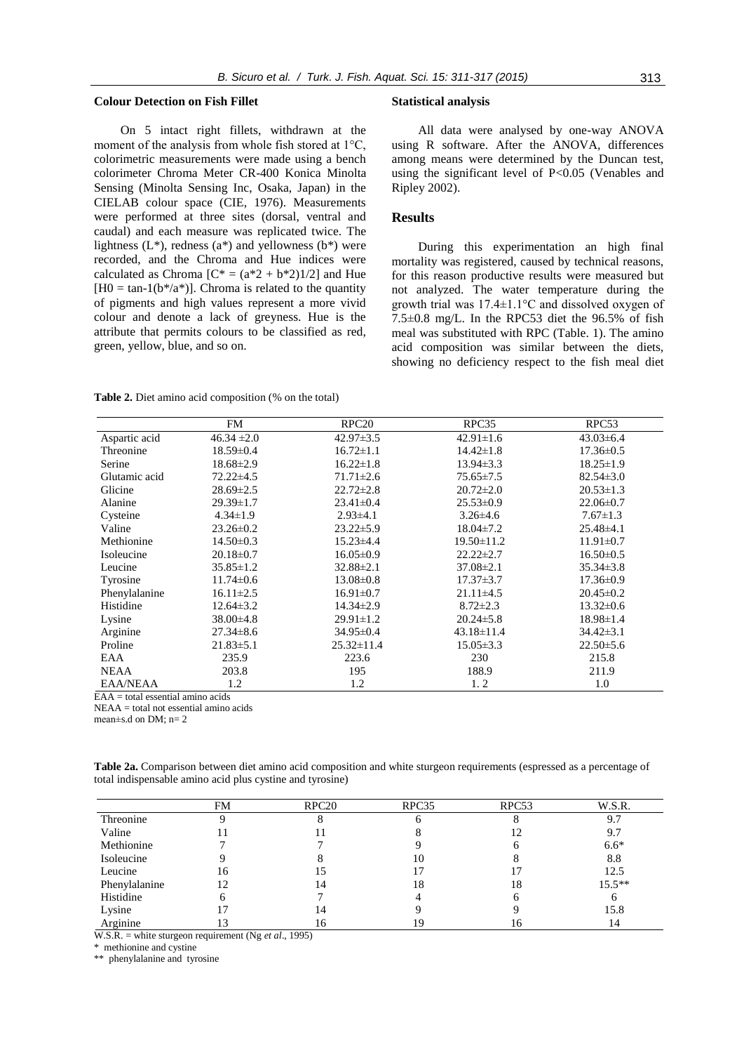### Colour Detection on Fish Fillet

On 5 intact right fillets, withdrawn at the moment of the analysis from whole fish stored at 1°C, colorimetric measurements were made using a bench colorimeter Chroma Meter CR-400 Konica Minolta Sensing (Minolta Sensing Inc, Osaka, Japan) in the CIELAB colour space (CIE, 1976). Measurements were performed at three sites (dorsal, ventral and caudal) and each measure was replicated twice. The lightness (L*), redness (a*) and yellowness (b*) were recorded, and the Chroma and Hue indices were calculated as Chroma [C* = (a*2 + b*2)1/2] and Hue [H0 = tan-1(b*/a*)]. Chroma is related to the quantity of pigments and high values represent a more vivid colour and denote a lack of greyness. Hue is the attribute that permits colours to be classified as red, green, yellow, blue, and so on.

### Statistical analysis

All data were analysed by one-way ANOVA using R software. After the ANOVA, differences among means were determined by the Duncan test, using the significant level of $P<0.05$ (Venables and Ripley 2002).

## Results

During this experimentation an high final mortality was registered, caused by technical reasons, for this reason productive results were measured but not analyzed. The water temperature during the growth trial was 17.4±1.1°C and dissolved oxygen of 7.5±0.8 mg/L. In the RPC53 diet the 96.5% of fish meal was substituted with RPC (Table. 1). The amino acid composition was similar between the diets, showing no deficiency respect to the fish meal diet

**Table 2.** Diet amino acid composition (% on the total)

| | FM | RPC20 | RPC35 | RPC53 |
|---|---|---|---|---|
| Aspartic acid | 46.34 ±2.0 | 42.97±3.5 | 42.91±1.6 | 43.03±6.4 |
| Threonine | 18.59±0.4 | 16.72±1.1 | 14.42±1.8 | 17.36±0.5 |
| Serine | 18.68±2.9 | 16.22±1.8 | 13.94±3.3 | 18.25±1.9 |
| Glutamic acid | 72.22±4.5 | 71.71±2.6 | 75.65±7.5 | 82.54±3.0 |
| Glicine | 28.69±2.5 | 22.72±2.8 | 20.72±2.0 | 20.53±1.3 |
| Alanine | 29.39±1.7 | 23.41±0.4 | 25.53±0.9 | 22.06±0.7 |
| Cysteine | 4.34±1.9 | 2.93±4.1 | 3.26±4.6 | 7.67±1.3 |
| Valine | 23.26±0.2 | 23.22±5.9 | 18.04±7.2 | 25.48±4.1 |
| Methionine | 14.50±0.3 | 15.23±4.4 | 19.50±11.2 | 11.91±0.7 |
| Isoleucine | 20.18±0.7 | 16.05±0.9 | 22.22±2.7 | 16.50±0.5 |
| Leucine | 35.85±1.2 | 32.88±2.1 | 37.08±2.1 | 35.34±3.8 |
| Tyrosine | 11.74±0.6 | 13.08±0.8 | 17.37±3.7 | 17.36±0.9 |
| Phenylalanine | 16.11±2.5 | 16.91±0.7 | 21.11±4.5 | 20.45±0.2 |
| Histidine | 12.64±3.2 | 14.34±2.9 | 8.72±2.3 | 13.32±0.6 |
| Lysine | 38.00±4.8 | 29.91±1.2 | 20.24±5.8 | 18.98±1.4 |
| Arginine | 27.34±8.6 | 34.95±0.4 | 43.18±11.4 | 34.42±3.1 |
| Proline | 21.83±5.1 | 25.32±11.4 | 15.05±3.3 | 22.50±5.6 |
| EAA | 235.9 | 223.6 | 230 | 215.8 |
| NEAA | 203.8 | 195 | 188.9 | 211.9 |
| EAA/NEAA | 1.2 | 1.2 | 1. 2 | 1.0 |

EAA = total essential amino acids
NEAA = total not essential amino acids
mean±s.d on DM; n= 2

**Table 2a.** Comparison between diet amino acid composition and white sturgeon requirements (espressed as a percentage of total indispensable amino acid plus cystine and tyrosine)

| | FM | RPC20 | RPC35 | RPC53 | W.S.R. |
|---|---|---|---|---|---|
| Threonine | 9 | 8 | 6 | 8 | 9.7 |
| Valine | 11 | 11 | 8 | 12 | 9.7 |
| Methionine | 7 | 7 | 9 | 6 | 6.6* |
| Isoleucine | 9 | 8 | 10 | 8 | 8.8 |
| Leucine | 16 | 15 | 17 | 17 | 12.5 |
| Phenylalanine | 12 | 14 | 18 | 18 | 15.5** |
| Histidine | 6 | 7 | 4 | 6 | 6 |
| Lysine | 17 | 14 | 9 | 9 | 15.8 |
| Arginine | 13 | 16 | 19 | 16 | 14 |

W.S.R. = white sturgeon requirement (Ng *et al*., 1995)
\* methionine and cystine
\*\* phenylalanine and tyrosine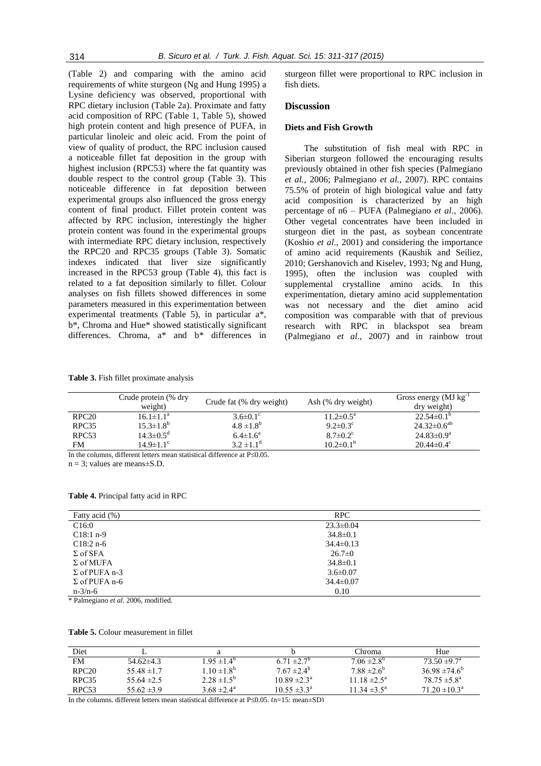(Table 2) and comparing with the amino acid requirements of white sturgeon (Ng and Hung 1995) a Lysine deficiency was observed, proportional with RPC dietary inclusion (Table 2a). Proximate and fatty acid composition of RPC (Table 1, Table 5), showed high protein content and high presence of PUFA, in particular linoleic and oleic acid. From the point of view of quality of product, the RPC inclusion caused a noticeable fillet fat deposition in the group with highest inclusion (RPC53) where the fat quantity was double respect to the control group (Table 3). This noticeable difference in fat deposition between experimental groups also influenced the gross energy content of final product. Fillet protein content was affected by RPC inclusion, interestingly the higher protein content was found in the experimental groups with intermediate RPC dietary inclusion, respectively the RPC20 and RPC35 groups (Table 3). Somatic indexes indicated that liver size significantly increased in the RPC53 group (Table 4), this fact is related to a fat deposition similarly to fillet. Colour analyses on fish fillets showed differences in some parameters measured in this experimentation between experimental treatments (Table 5), in particular a*, b*, Chroma and Hue* showed statistically significant differences. Chroma, a* and b* differences in sturgeon fillet were proportional to RPC inclusion in fish diets.

## Discussion

### Diets and Fish Growth

The substitution of fish meal with RPC in Siberian sturgeon followed the encouraging results previously obtained in other fish species (Palmegiano *et al.*, 2006; Palmegiano *et al.*, 2007). RPC contains 75.5% of protein of high biological value and fatty acid composition is characterized by an high percentage of n6 – PUFA (Palmegiano *et al*., 2006). Other vegetal concentrates have been included in sturgeon diet in the past, as soybean concentrate (Koshio *et al*., 2001) and considering the importance of amino acid requirements (Kaushik and Seiliez, 2010; Gershanovich and Kiselev, 1993; Ng and Hung, 1995), often the inclusion was coupled with supplemental crystalline amino acids. In this experimentation, dietary amino acid supplementation was not necessary and the diet amino acid composition was comparable with that of previous research with RPC in blackspot sea bream (Palmegiano *et al*., 2007) and in rainbow trout

**Table 3.** Fish fillet proximate analysis

| | Crude protein (% dry weight) | Crude fat (% dry weight) | Ash (% dry weight) | Gross energy (MJ $kg^{-1}$ dry weight) |
|---|---|---|---|---|
| RPC20 | $16.1\pm1.1^{a}$ | $3.6\pm0.1^{c}$ | $11.2\pm0.5^{a}$ | $22.54\pm0.1^{b}$ |
| RPC35 | $15.3\pm1.8^{b}$ | $4.8\pm1.8^{b}$ | $9.2\pm0.3^{c}$ | $24.32\pm0.6^{ab}$ |
| RPC53 | $14.3\pm0.5^{d}$ | $6.4\pm1.6^{a}$ | $8.7\pm0.2^{c}$ | $24.83\pm0.9^{a}$ |
| FM | $14.9\pm1.1^{c}$ | $3.2\pm1.1^{d}$ | $10.2\pm0.1^{b}$ | $20.44\pm0.4^{c}$ |

In the columns, different letters mean statistical difference at $P\leq0.05$.
n = 3; values are means±S.D.

**Table 4.** Principal fatty acid in RPC

| Fatty acid (%) | RPC |
|---|---|
| C16:0 | 23.3±0.04 |
| C18:1 n-9 | 34.8±0.1 |
| C18:2 n-6 | 34.4±0.13 |
| Σ of SFA | 26.7±0 |
| Σ of MUFA | 34.8±0.1 |
| Σ of PUFA n-3 | 3.6±0.07 |
| Σ of PUFA n-6 | 34.4±0.07 |
| n-3/n-6 | 0.10 |

\* Palmegiano *et al*. 2006, modified.

**Table 5.** Colour measurement in fillet

| Diet | L | a | b | Chroma | Hue |
|---|---|---|---|---|---|
| FM | 54.62±4.3 | $1.95\pm1.4^{b}$ | $6.71\pm2.7^{b}$ | $7.06\pm2.8^{b}$ | $73.50\pm9.7^{a}$ |
| RPC20 | 55.48 ±1.7 | $1.10\pm1.8^{b}$ | $7.67\pm2.4^{b}$ | $7.88\pm2.6^{b}$ | $36.98\pm74.6^{b}$ |
| RPC35 | 55.64 ±2.5 | $2.28\pm1.5^{b}$ | $10.89\pm2.3^{a}$ | $11.18\pm2.5^{a}$ | $78.75\pm5.8^{a}$ |
| RPC53 | 55.62 ±3.9 | $3.68\pm2.4^{a}$ | $10.55\pm3.3^{a}$ | $11.34\pm3.5^{a}$ | $71.20\pm10.3^{a}$ |

In the columns, different letters mean statistical difference at $P\leq0.05$. (n=15; mean±SD)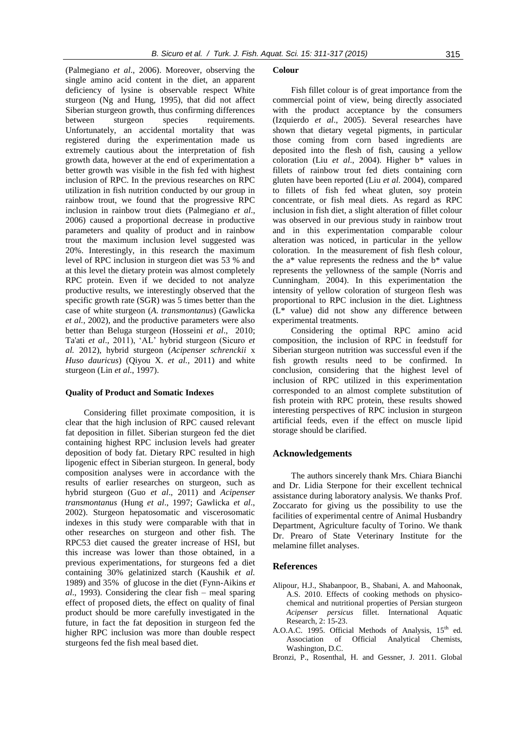(Palmegiano *et al*., 2006). Moreover, observing the single amino acid content in the diet, an apparent deficiency of lysine is observable respect White sturgeon (Ng and Hung, 1995), that did not affect Siberian sturgeon growth, thus confirming differences between sturgeon species requirements. Unfortunately, an accidental mortality that was registered during the experimentation made us extremely cautious about the interpretation of fish growth data, however at the end of experimentation a better growth was visible in the fish fed with highest inclusion of RPC. In the previous researches on RPC utilization in fish nutrition conducted by our group in rainbow trout, we found that the progressive RPC inclusion in rainbow trout diets (Palmegiano *et al*., 2006) caused a proportional decrease in productive parameters and quality of product and in rainbow trout the maximum inclusion level suggested was 20%. Interestingly, in this research the maximum level of RPC inclusion in sturgeon diet was 53 % and at this level the dietary protein was almost completely RPC protein. Even if we decided to not analyze productive results, we interestingly observed that the specific growth rate (SGR) was 5 times better than the case of white sturgeon (*A. transmontanus*) (Gawlicka *et al.*, 2002), and the productive parameters were also better than Beluga sturgeon (Hosseini *et al*., 2010; Ta'ati *et al*., 2011), 'AL' hybrid sturgeon (Sicuro *et al.* 2012), hybrid sturgeon (*Acipenser schrenckii* x *Huso dauricus*) (Qiyou X. *et al.*, 2011) and white sturgeon (Lin *et al*., 1997).

### Quality of Product and Somatic Indexes

Considering fillet proximate composition, it is clear that the high inclusion of RPC caused relevant fat deposition in fillet. Siberian sturgeon fed the diet containing highest RPC inclusion levels had greater deposition of body fat. Dietary RPC resulted in high lipogenic effect in Siberian sturgeon. In general, body composition analyses were in accordance with the results of earlier researches on sturgeon, such as hybrid sturgeon (Guo *et al*., 2011) and *Acipenser transmontanus* (Hung *et al*., 1997; Gawlicka *et al*., 2002). Sturgeon hepatosomatic and viscerosomatic indexes in this study were comparable with that in other researches on sturgeon and other fish. The RPC53 diet caused the greater increase of HSI, but this increase was lower than those obtained, in a previous experimentations, for sturgeons fed a diet containing 30% gelatinized starch (Kaushik *et al.* 1989) and 35% of glucose in the diet (Fynn-Aikins *et al*., 1993). Considering the clear fish – meal sparing effect of proposed diets, the effect on quality of final product should be more carefully investigated in the future, in fact the fat deposition in sturgeon fed the higher RPC inclusion was more than double respect sturgeons fed the fish meal based diet.

### Colour

Fish fillet colour is of great importance from the commercial point of view, being directly associated with the product acceptance by the consumers (Izquierdo *et al*., 2005). Several researches have shown that dietary vegetal pigments, in particular those coming from corn based ingredients are deposited into the flesh of fish, causing a yellow coloration (Liu *et al*., 2004). Higher b* values in fillets of rainbow trout fed diets containing corn gluten have been reported (Liu *et al.* 2004), compared to fillets of fish fed wheat gluten, soy protein concentrate, or fish meal diets. As regard as RPC inclusion in fish diet, a slight alteration of fillet colour was observed in our previous study in rainbow trout and in this experimentation comparable colour alteration was noticed, in particular in the yellow coloration. In the measurement of fish flesh colour, the a* value represents the redness and the b* value represents the yellowness of the sample (Norris and Cunningham, 2004). In this experimentation the intensity of yellow coloration of sturgeon flesh was proportional to RPC inclusion in the diet. Lightness (L* value) did not show any difference between experimental treatments.

Considering the optimal RPC amino acid composition, the inclusion of RPC in feedstuff for Siberian sturgeon nutrition was successful even if the fish growth results need to be confirmed. In conclusion, considering that the highest level of inclusion of RPC utilized in this experimentation corresponded to an almost complete substitution of fish protein with RPC protein, these results showed interesting perspectives of RPC inclusion in sturgeon artificial feeds, even if the effect on muscle lipid storage should be clarified.

## Acknowledgements

The authors sincerely thank Mrs. Chiara Bianchi and Dr. Lidia Sterpone for their excellent technical assistance during laboratory analysis. We thanks Prof. Zoccarato for giving us the possibility to use the facilities of experimental centre of Animal Husbandry Department, Agriculture faculty of Torino. We thank Dr. Prearo of State Veterinary Institute for the melamine fillet analyses.

## References

Alipour, H.J., Shabanpoor, B., Shabani, A. and Mahoonak, A.S. 2010. Effects of cooking methods on physico-chemical and nutritional properties of Persian sturgeon *Acipenser persicus* fillet. International Aquatic Research, 2: 15-23.

A.O.A.C. 1995. Official Methods of Analysis, 15th ed. Association of Official Analytical Chemists, Washington, D.C.

Bronzi, P., Rosenthal, H. and Gessner, J. 2011. Global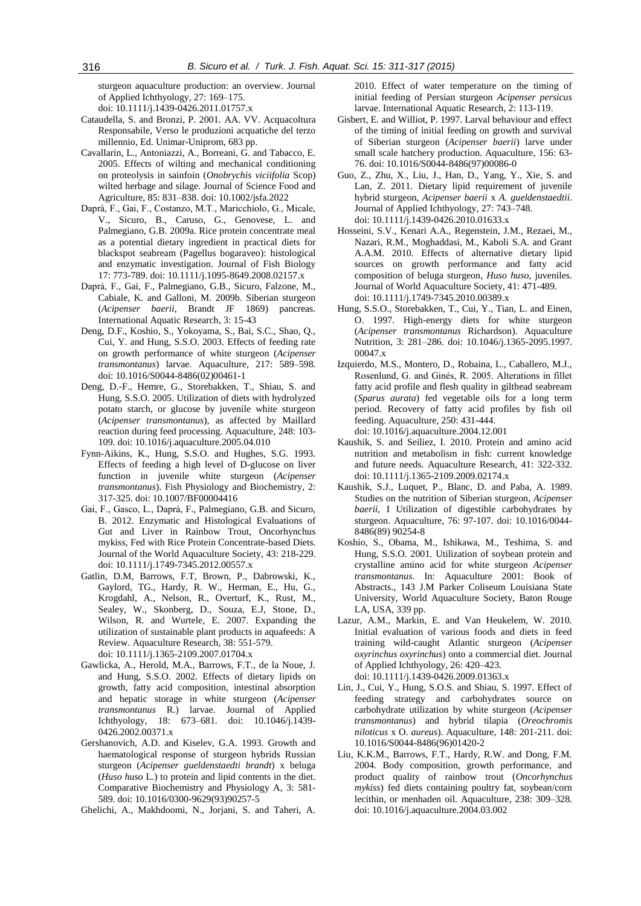sturgeon aquaculture production: an overview. Journal of Applied Ichthyology, 27: 169–175. doi: 10.1111/j.1439-0426.2011.01757.x

Cataudella, S. and Bronzi, P. 2001. AA. VV. Acquacoltura Responsabile, Verso le produzioni acquatiche del terzo millennio, Ed. Unimar-Uniprom, 683 pp.

Cavallarin, L., Antoniazzi, A., Borreani, G. and Tabacco, E. 2005. Effects of wilting and mechanical conditioning on proteolysis in sainfoin (*Onobrychis viciifolia* Scop) wilted herbage and silage. Journal of Science Food and Agriculture, 85: 831–838. doi: 10.1002/jsfa.2022

Daprà, F., Gai, F., Costanzo, M.T., Maricchiolo, G., Micale, V., Sicuro, B., Caruso, G., Genovese, L. and Palmegiano, G.B. 2009a. Rice protein concentrate meal as a potential dietary ingredient in practical diets for blackspot seabream (Pagellus bogaraveo): histological and enzymatic investigation. Journal of Fish Biology 17: 773-789. doi: 10.1111/j.1095-8649.2008.02157.x

Daprà, F., Gai, F., Palmegiano, G.B., Sicuro, Falzone, M., Cabiale, K. and Galloni, M. 2009b. Siberian sturgeon (*Acipenser baerii*, Brandt JF 1869) pancreas. International Aquatic Research, 3: 15-43

Deng, D.F., Koshio, S., Yokoyama, S., Bai, S.C., Shao, Q., Cui, Y. and Hung, S.S.O. 2003. Effects of feeding rate on growth performance of white sturgeon (*Acipenser transmontanus*) larvae. Aquaculture, 217: 589–598. doi: 10.1016/S0044-8486(02)00461-1

Deng, D.-F., Hemre, G., Storebakken, T., Shiau, S. and Hung, S.S.O. 2005. Utilization of diets with hydrolyzed potato starch, or glucose by juvenile white sturgeon (*Acipenser transmontanus*), as affected by Maillard reaction during feed processing. Aquaculture, 248: 103-109. doi: 10.1016/j.aquaculture.2005.04.010

Fynn-Aikins, K., Hung, S.S.O. and Hughes, S.G. 1993. Effects of feeding a high level of D-glucose on liver function in juvenile white sturgeon (*Acipenser transmontanus*). Fish Physiology and Biochemistry, 2: 317-325. doi: 10.1007/BF00004416

Gai, F., Gasco, L., Daprà, F., Palmegiano, G.B. and Sicuro, B. 2012. Enzymatic and Histological Evaluations of Gut and Liver in Rainbow Trout, Oncorhynchus mykiss, Fed with Rice Protein Concentrate-based Diets. Journal of the World Aquaculture Society, 43: 218-229. doi: 10.1111/j.1749-7345.2012.00557.x

Gatlin, D.M, Barrows, F.T, Brown, P., Dabrowski, K., Gaylord, TG., Hardy, R. W., Herman, E., Hu, G., Krogdahl, A., Nelson, R., Overturf, K., Rust, M., Sealey, W., Skonberg, D., Souza, E.J, Stone, D., Wilson, R. and Wurtele, E. 2007. Expanding the utilization of sustainable plant products in aquafeeds: A Review. Aquaculture Research, 38: 551-579. doi: 10.1111/j.1365-2109.2007.01704.x

Gawlicka, A., Herold, M.A., Barrows, F.T., de la Noue, J. and Hung, S.S.O. 2002. Effects of dietary lipids on growth, fatty acid composition, intestinal absorption and hepatic storage in white sturgeon (*Acipenser transmontanus* R.) larvae. Journal of Applied Ichthyology, 18: 673–681. doi: 10.1046/j.1439-0426.2002.00371.x

Gershanovich, A.D. and Kiselev, G.A. 1993. Growth and haematological response of sturgeon hybrids Russian sturgeon (*Acipenser gueldenstaedti brandt*) x beluga (*Huso huso* L.) to protein and lipid contents in the diet. Comparative Biochemistry and Physiology A, 3: 581-589. doi: 10.1016/0300-9629(93)90257-5

Ghelichi, A., Makhdoomi, N., Jorjani, S. and Taheri, A. 2010. Effect of water temperature on the timing of initial feeding of Persian sturgeon *Acipenser persicus* larvae. International Aquatic Research, 2: 113-119.

Gisbert, E. and Williot, P. 1997. Larval behaviour and effect of the timing of initial feeding on growth and survival of Siberian sturgeon (*Acipenser baerii*) larve under small scale hatchery production. Aquaculture, 156: 63-76. doi: 10.1016/S0044-8486(97)00086-0

Guo, Z., Zhu, X., Liu, J., Han, D., Yang, Y., Xie, S. and Lan, Z. 2011. Dietary lipid requirement of juvenile hybrid sturgeon, *Acipenser baerii* x *A. gueldenstaedtii*. Journal of Applied Ichthyology, 27: 743–748. doi: 10.1111/j.1439-0426.2010.01633.x

Hosseini, S.V., Kenari A.A., Regenstein, J.M., Rezaei, M., Nazari, R.M., Moghaddasi, M., Kaboli S.A. and Grant A.A.M. 2010. Effects of alternative dietary lipid sources on growth performance and fatty acid composition of beluga sturgeon, *Huso huso*, juveniles. Journal of World Aquaculture Society, 41: 471-489. doi: 10.1111/j.1749-7345.2010.00389.x

Hung, S.S.O., Storebakken, T., Cui, Y., Tian, L. and Einen, O. 1997. High-energy diets for white sturgeon (*Acipenser transmontanus* Richardson). Aquaculture Nutrition, 3: 281–286. doi: 10.1046/j.1365-2095.1997.00047.x

Izquierdo, M.S., Montero, D., Robaina, L., Caballero, M.J., Rosenlund, G. and Ginés, R. 2005. Alterations in fillet fatty acid profile and flesh quality in gilthead seabream (*Sparus aurata*) fed vegetable oils for a long term period. Recovery of fatty acid profiles by fish oil feeding. Aquaculture, 250: 431-444. doi: 10.1016/j.aquaculture.2004.12.001

Kaushik, S. and Seiliez, I. 2010. Protein and amino acid nutrition and metabolism in fish: current knowledge and future needs. Aquaculture Research, 41: 322-332. doi: 10.1111/j.1365-2109.2009.02174.x

Kaushik, S.J., Luquet, P., Blanc, D. and Paba, A. 1989. Studies on the nutrition of Siberian sturgeon, *Acipenser baerii*, I Utilization of digestible carbohydrates by sturgeon. Aquaculture, 76: 97-107. doi: 10.1016/0044-8486(89) 90254-8

Koshio, S., Obama, M., Ishikawa, M., Teshima, S. and Hung, S.S.O. 2001. Utilization of soybean protein and crystalline amino acid for white sturgeon *Acipenser transmontanus*. In: Aquaculture 2001: Book of Abstracts., 143 J.M Parker Coliseum Louisiana State University, World Aquaculture Society, Baton Rouge LA, USA, 339 pp.

Lazur, A.M., Markin, E. and Van Heukelem, W. 2010. Initial evaluation of various foods and diets in feed training wild-caught Atlantic sturgeon (*Acipenser oxyrinchus oxyrinchus*) onto a commercial diet. Journal of Applied Ichthyology, 26: 420–423. doi: 10.1111/j.1439-0426.2009.01363.x

Lin, J., Cui, Y., Hung, S.O.S. and Shiau, S. 1997. Effect of feeding strategy and carbohydrates source on carbohydrate utilization by white sturgeon (*Acipenser transmontanus*) and hybrid tilapia (*Oreochromis niloticus* x O. *aureus*). Aquaculture, 148: 201-211. doi: 10.1016/S0044-8486(96)01420-2

Liu, K.K.M., Barrows, F.T., Hardy, R.W. and Dong, F.M. 2004. Body composition, growth performance, and product quality of rainbow trout (*Oncorhynchus mykiss*) fed diets containing poultry fat, soybean/corn lecithin, or menhaden oil. Aquaculture, 238: 309–328. doi: 10.1016/j.aquaculture.2004.03.002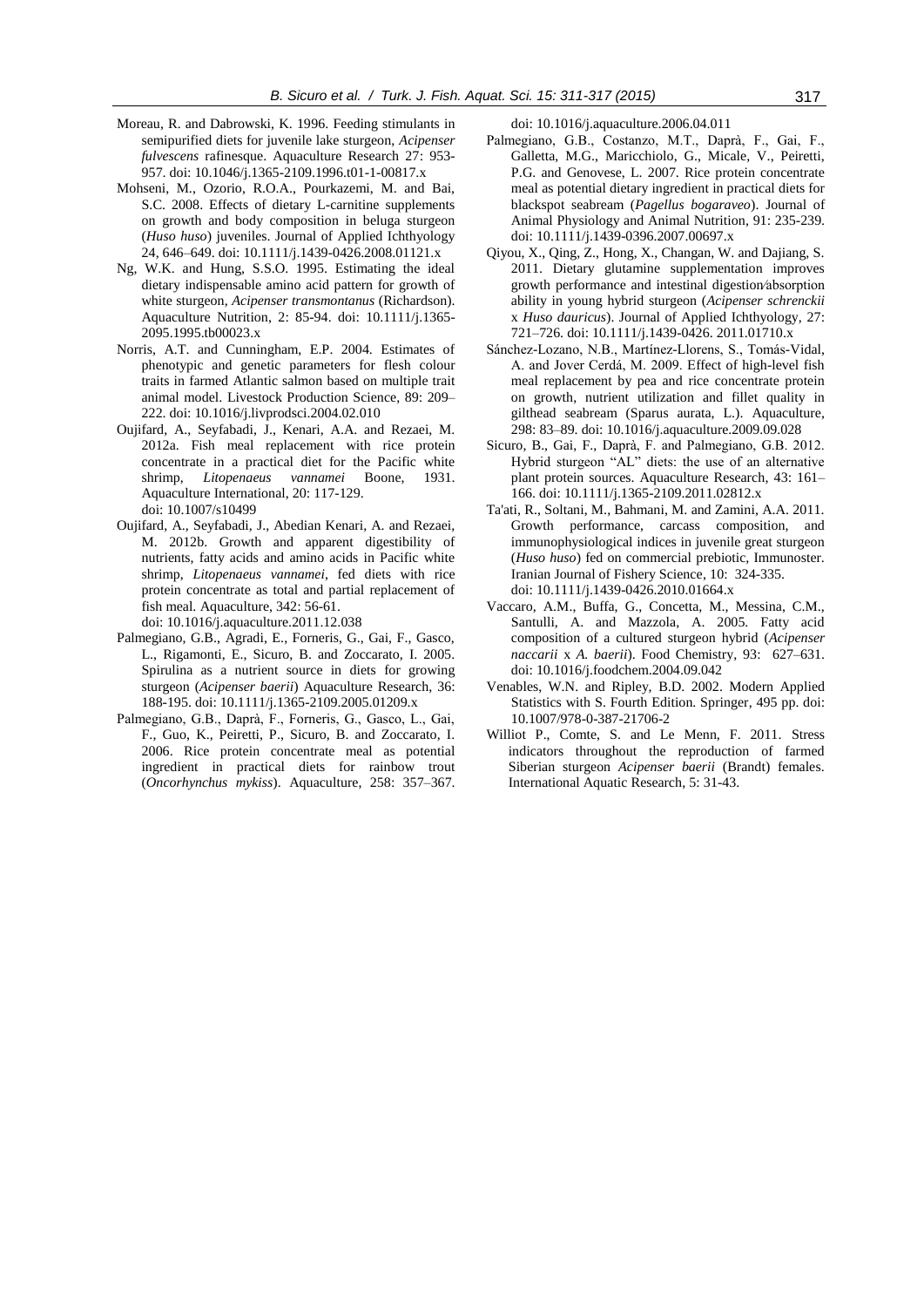Moreau, R. and Dabrowski, K. 1996. Feeding stimulants in semipurified diets for juvenile lake sturgeon, *Acipenser fulvescens* rafinesque. Aquaculture Research 27: 953-957. doi: 10.1046/j.1365-2109.1996.t01-1-00817.x

Mohseni, M., Ozorio, R.O.A., Pourkazemi, M. and Bai, S.C. 2008. Effects of dietary L-carnitine supplements on growth and body composition in beluga sturgeon (*Huso huso*) juveniles. Journal of Applied Ichthyology 24, 646–649. doi: 10.1111/j.1439-0426.2008.01121.x

Ng, W.K. and Hung, S.S.O. 1995. Estimating the ideal dietary indispensable amino acid pattern for growth of white sturgeon, *Acipenser transmontanus* (Richardson). Aquaculture Nutrition, 2: 85-94. doi: 10.1111/j.1365-2095.1995.tb00023.x

Norris, A.T. and Cunningham, E.P. 2004. Estimates of phenotypic and genetic parameters for flesh colour traits in farmed Atlantic salmon based on multiple trait animal model. Livestock Production Science, 89: 209–222. doi: 10.1016/j.livprodsci.2004.02.010

Oujifard, A., Seyfabadi, J., Kenari, A.A. and Rezaei, M. 2012a. Fish meal replacement with rice protein concentrate in a practical diet for the Pacific white shrimp, *Litopenaeus vannamei* Boone, 1931. Aquaculture International, 20: 117-129. doi: 10.1007/s10499

Oujifard, A., Seyfabadi, J., Abedian Kenari, A. and Rezaei, M. 2012b. Growth and apparent digestibility of nutrients, fatty acids and amino acids in Pacific white shrimp, *Litopenaeus vannamei*, fed diets with rice protein concentrate as total and partial replacement of fish meal. Aquaculture, 342: 56-61. doi: 10.1016/j.aquaculture.2011.12.038

Palmegiano, G.B., Agradi, E., Forneris, G., Gai, F., Gasco, L., Rigamonti, E., Sicuro, B. and Zoccarato, I. 2005. Spirulina as a nutrient source in diets for growing sturgeon (*Acipenser baerii*) Aquaculture Research, 36: 188-195. doi: 10.1111/j.1365-2109.2005.01209.x

Palmegiano, G.B., Daprà, F., Forneris, G., Gasco, L., Gai, F., Guo, K., Peiretti, P., Sicuro, B. and Zoccarato, I. 2006. Rice protein concentrate meal as potential ingredient in practical diets for rainbow trout (*Oncorhynchus mykiss*). Aquaculture, 258: 357–367. doi: 10.1016/j.aquaculture.2006.04.011

Palmegiano, G.B., Costanzo, M.T., Daprà, F., Gai, F., Galletta, M.G., Maricchiolo, G., Micale, V., Peiretti, P.G. and Genovese, L. 2007. Rice protein concentrate meal as potential dietary ingredient in practical diets for blackspot seabream (*Pagellus bogaraveo*). Journal of Animal Physiology and Animal Nutrition, 91: 235-239. doi: 10.1111/j.1439-0396.2007.00697.x

Qiyou, X., Qing, Z., Hong, X., Changan, W. and Dajiang, S. 2011. Dietary glutamine supplementation improves growth performance and intestinal digestion⁄absorption ability in young hybrid sturgeon (*Acipenser schrenckii* x *Huso dauricus*). Journal of Applied Ichthyology, 27: 721–726. doi: 10.1111/j.1439-0426. 2011.01710.x

Sánchez-Lozano, N.B., Martínez-Llorens, S., Tomás-Vidal, A. and Jover Cerdá, M. 2009. Effect of high-level fish meal replacement by pea and rice concentrate protein on growth, nutrient utilization and fillet quality in gilthead seabream (Sparus aurata, L.). Aquaculture, 298: 83–89. doi: 10.1016/j.aquaculture.2009.09.028

Sicuro, B., Gai, F., Daprà, F. and Palmegiano, G.B. 2012. Hybrid sturgeon "AL" diets: the use of an alternative plant protein sources. Aquaculture Research, 43: 161–166. doi: 10.1111/j.1365-2109.2011.02812.x

Ta'ati, R., Soltani, M., Bahmani, M. and Zamini, A.A. 2011. Growth performance, carcass composition, and immunophysiological indices in juvenile great sturgeon (*Huso huso*) fed on commercial prebiotic, Immunoster. Iranian Journal of Fishery Science, 10: 324-335. doi: 10.1111/j.1439-0426.2010.01664.x

Vaccaro, A.M., Buffa, G., Concetta, M., Messina, C.M., Santulli, A. and Mazzola, A. 2005. Fatty acid composition of a cultured sturgeon hybrid (*Acipenser naccarii* x *A. baerii*). Food Chemistry, 93: 627–631. doi: 10.1016/j.foodchem.2004.09.042

Venables, W.N. and Ripley, B.D. 2002. Modern Applied Statistics with S. Fourth Edition. Springer, 495 pp. doi: 10.1007/978-0-387-21706-2

Williot P., Comte, S. and Le Menn, F. 2011. Stress indicators throughout the reproduction of farmed Siberian sturgeon *Acipenser baerii* (Brandt) females. International Aquatic Research, 5: 31-43.